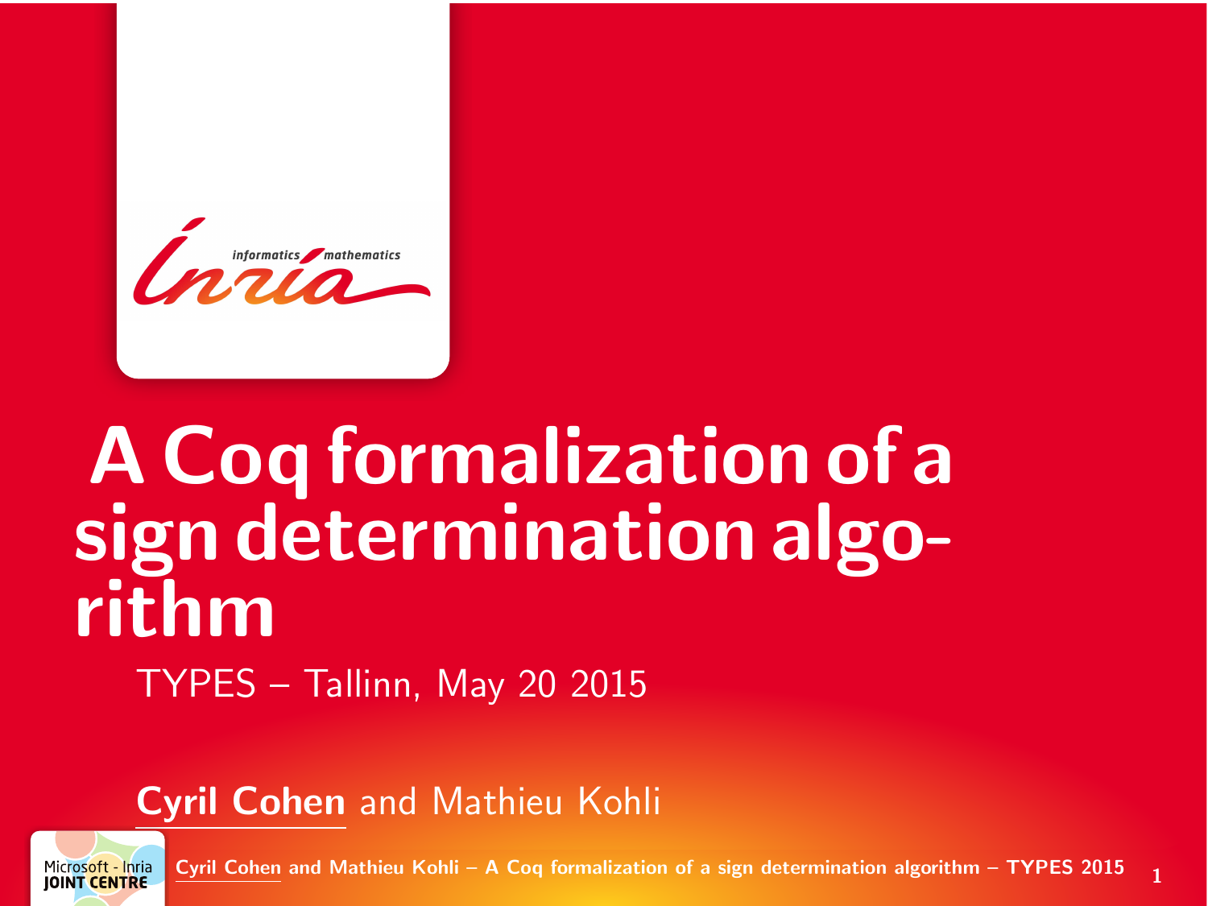# A Coq formalization of a sign determination algorithm

TYPES – Tallinn, May 20 2015

**Cyril Cohen** and Mathieu Kohli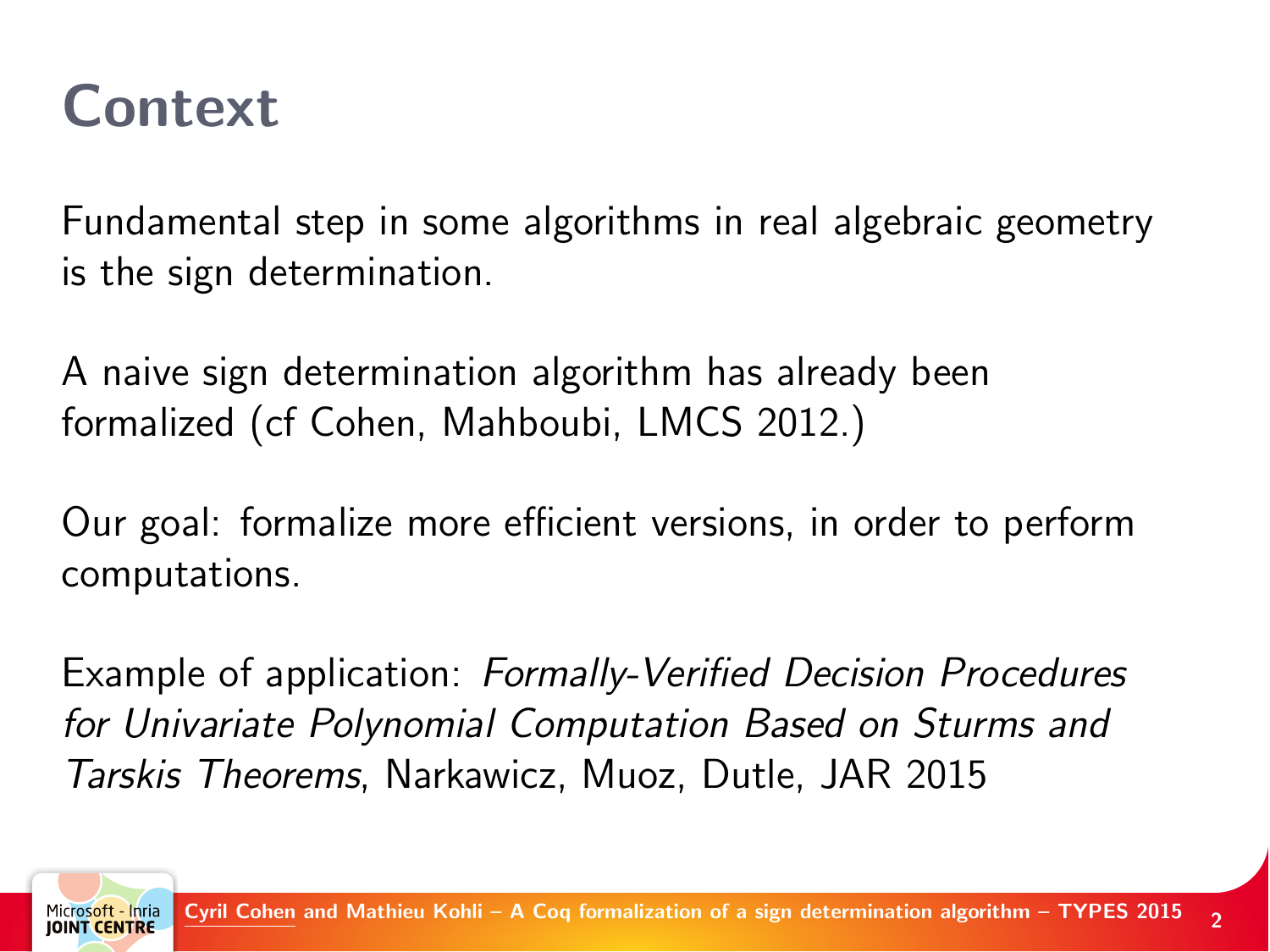# Context

Fundamental step in some algorithms in real algebraic geometry is the sign determination.

A naive sign determination algorithm has already been formalized (cf Cohen, Mahboubi, LMCS 2012.)

Our goal: formalize more efficient versions, in order to perform computations.

Example of application: *Formally-Verified Decision Procedures for Univariate Polynomial Computation Based on Sturms and Tarskis Theorems*, Narkawicz, Muoz, Dutle, JAR 2015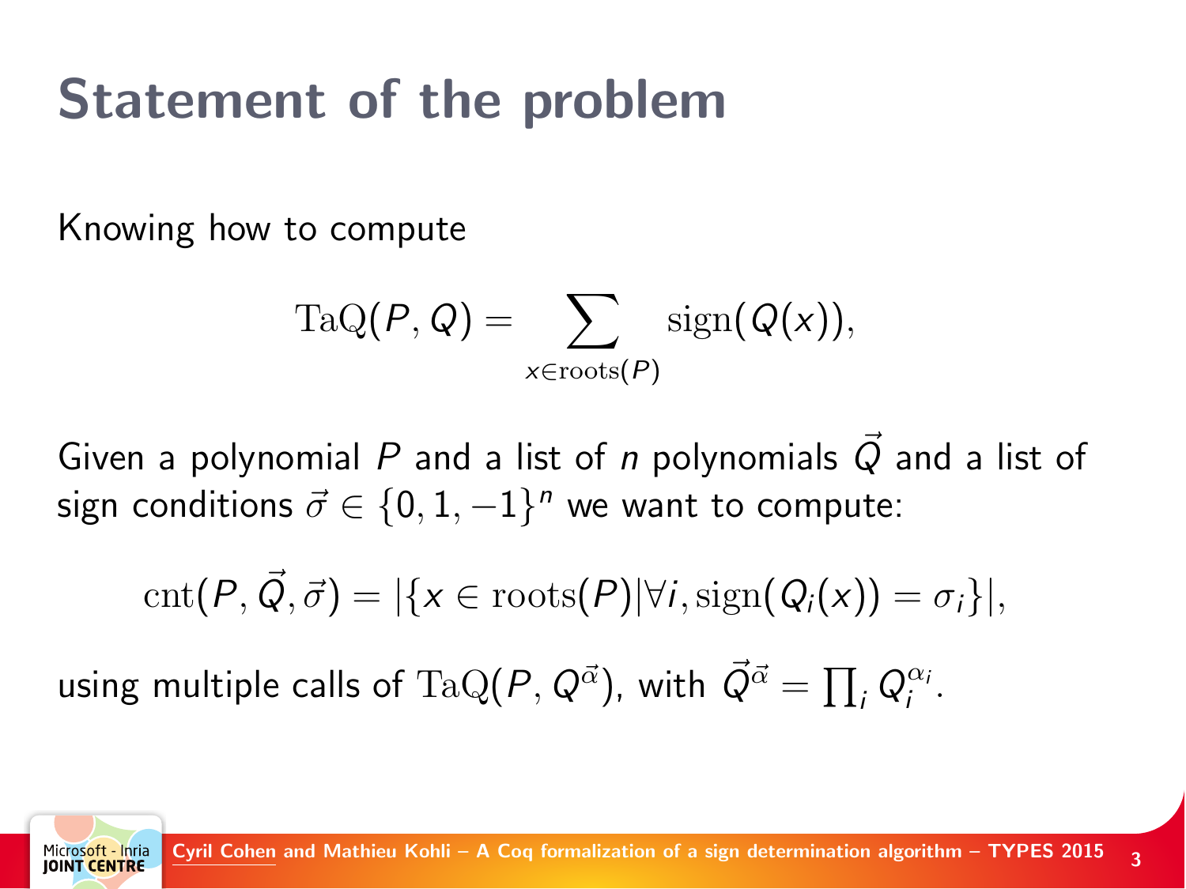# Statement of the problem

Knowing how to compute

$$\mathrm{TaQ}(P, Q) = \sum_{x \in \mathrm{roots}(P)} \mathrm{sign}(Q(x)),$$

Given a polynomial $P$ and a list of $n$ polynomials $\vec{Q}$ and a list of sign conditions $\vec{\sigma} \in \{0, 1, -1\}^n$ we want to compute:

$$\mathrm{cnt}(P, \vec{Q}, \vec{\sigma}) = |\{x \in \mathrm{roots}(P) | \forall i, \mathrm{sign}(Q_i(x)) = \sigma_i\}|,$$

using multiple calls of $\mathrm{TaQ}(P, Q^{\vec{\alpha}})$, with $\vec{Q}^{\vec{\alpha}} = \prod_i Q_i^{\alpha_i}$.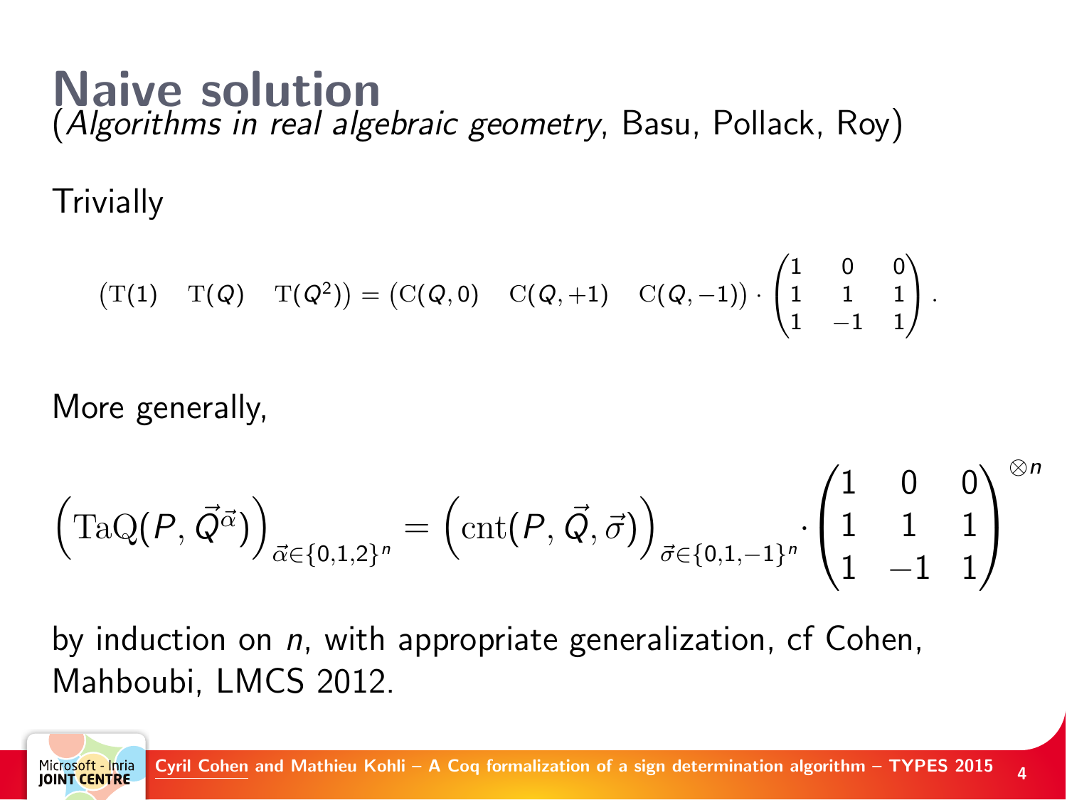# Naive solution

(*Algorithms in real algebraic geometry*, Basu, Pollack, Roy)

Trivially

$$\begin{pmatrix}\mathrm{T}(1) & \mathrm{T}(Q) & \mathrm{T}(Q^2)\end{pmatrix} = \begin{pmatrix}\mathrm{C}(Q,0) & \mathrm{C}(Q,+1) & \mathrm{C}(Q,-1)\end{pmatrix} \cdot \begin{pmatrix}1 & 0 & 0\\ 1 & 1 & 1\\ 1 & -1 & 1\end{pmatrix}.$$

More generally,

$$\left(\mathrm{TaQ}(P, \vec{Q}^{\vec{\alpha}})\right)_{\vec{\alpha}\in\{0,1,2\}^n} = \left(\mathrm{cnt}(P, \vec{Q}, \vec{\sigma})\right)_{\vec{\sigma}\in\{0,1,-1\}^n} \cdot \begin{pmatrix}1 & 0 & 0\\ 1 & 1 & 1\\ 1 & -1 & 1\end{pmatrix}^{\otimes n}$$

by induction on $n$, with appropriate generalization, cf Cohen, Mahboubi, LMCS 2012.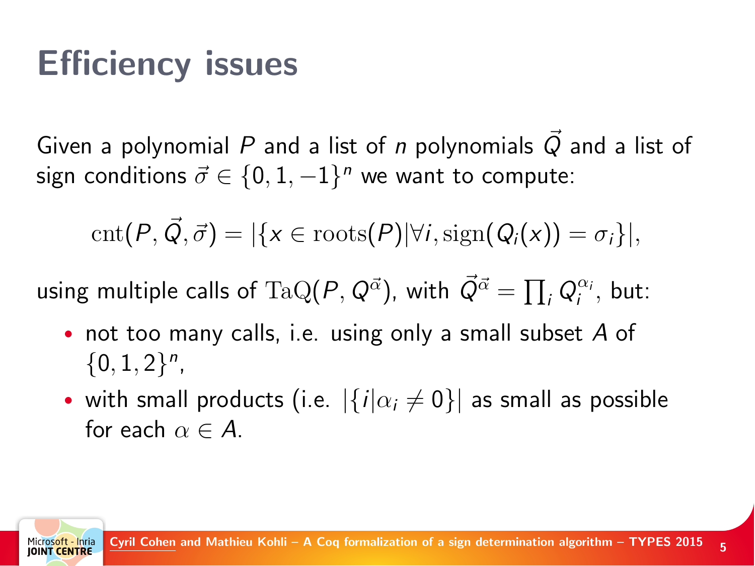# Efficiency issues

Given a polynomial $P$ and a list of $n$ polynomials $\vec{Q}$ and a list of sign conditions $\vec{\sigma} \in \{0, 1, -1\}^n$ we want to compute:

$$\mathrm{cnt}(P, \vec{Q}, \vec{\sigma}) = |\{x \in \mathrm{roots}(P) | \forall i, \mathrm{sign}(Q_i(x)) = \sigma_i\}|,$$

using multiple calls of $\mathrm{TaQ}(P, Q^{\vec{\alpha}})$, with $\vec{Q}^{\vec{\alpha}} = \prod_i Q_i^{\alpha_i}$, but:

- not too many calls, i.e. using only a small subset $A$ of $\{0, 1, 2\}^n$,
- with small products (i.e. $|\{i | \alpha_i \neq 0\}|$ as small as possible for each $\alpha \in A$.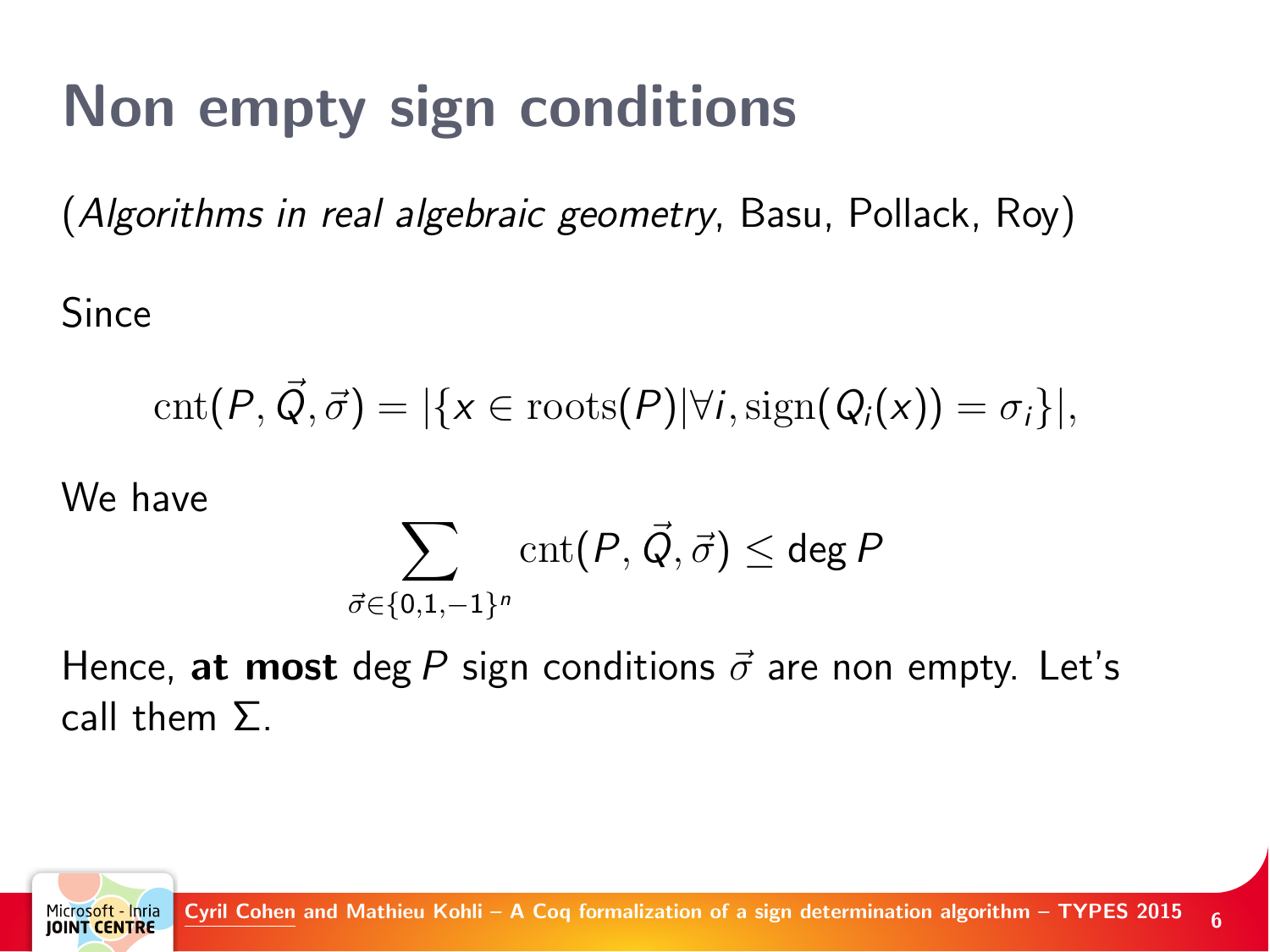# Non empty sign conditions

(*Algorithms in real algebraic geometry*, Basu, Pollack, Roy)

Since

$$\mathrm{cnt}(P, \vec{Q}, \vec{\sigma}) = |\{x \in \mathrm{roots}(P) | \forall i, \mathrm{sign}(Q_i(x)) = \sigma_i\}|,$$

We have

$$\sum_{\vec{\sigma} \in \{0,1,-1\}^n} \mathrm{cnt}(P, \vec{Q}, \vec{\sigma}) \leq \deg P$$

Hence, **at most** $\deg P$ sign conditions $\vec{\sigma}$ are non empty. Let's call them $\Sigma$.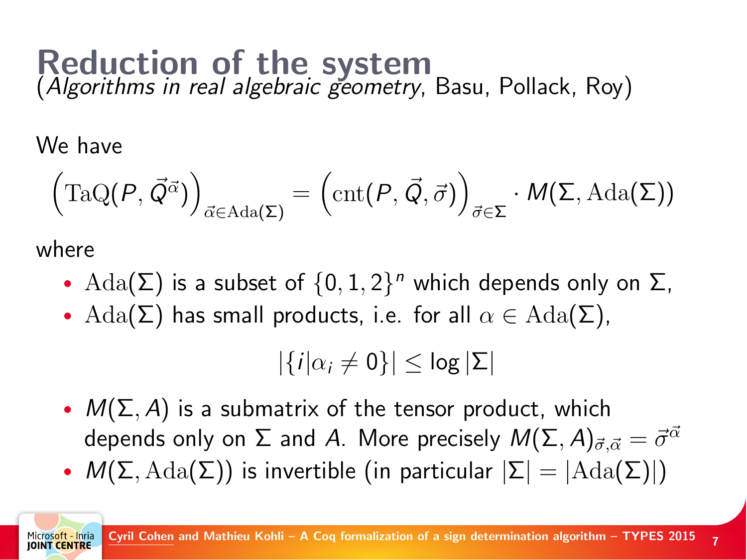# Reduction of the system

(*Algorithms in real algebraic geometry*, Basu, Pollack, Roy)

We have

$$\left(\mathrm{TaQ}(P, \vec{Q}^{\vec{\alpha}})\right)_{\vec{\alpha}\in\mathrm{Ada}(\Sigma)} = \left(\mathrm{cnt}(P, \vec{Q}, \vec{\sigma})\right)_{\vec{\sigma}\in\Sigma} \cdot M(\Sigma, \mathrm{Ada}(\Sigma))$$

where

- $\mathrm{Ada}(\Sigma)$ is a subset of $\{0,1,2\}^n$ which depends only on $\Sigma$,
- $\mathrm{Ada}(\Sigma)$ has small products, i.e. for all $\alpha \in \mathrm{Ada}(\Sigma)$,

$$|\{i|\alpha_i \neq 0\}| \leq \log|\Sigma|$$

- $M(\Sigma, A)$ is a submatrix of the tensor product, which depends only on $\Sigma$ and $A$. More precisely $M(\Sigma, A)_{\vec{\sigma},\vec{\alpha}} = \vec{\sigma}^{\vec{\alpha}}$
- $M(\Sigma, \mathrm{Ada}(\Sigma))$ is invertible (in particular $|\Sigma| = |\mathrm{Ada}(\Sigma)|$)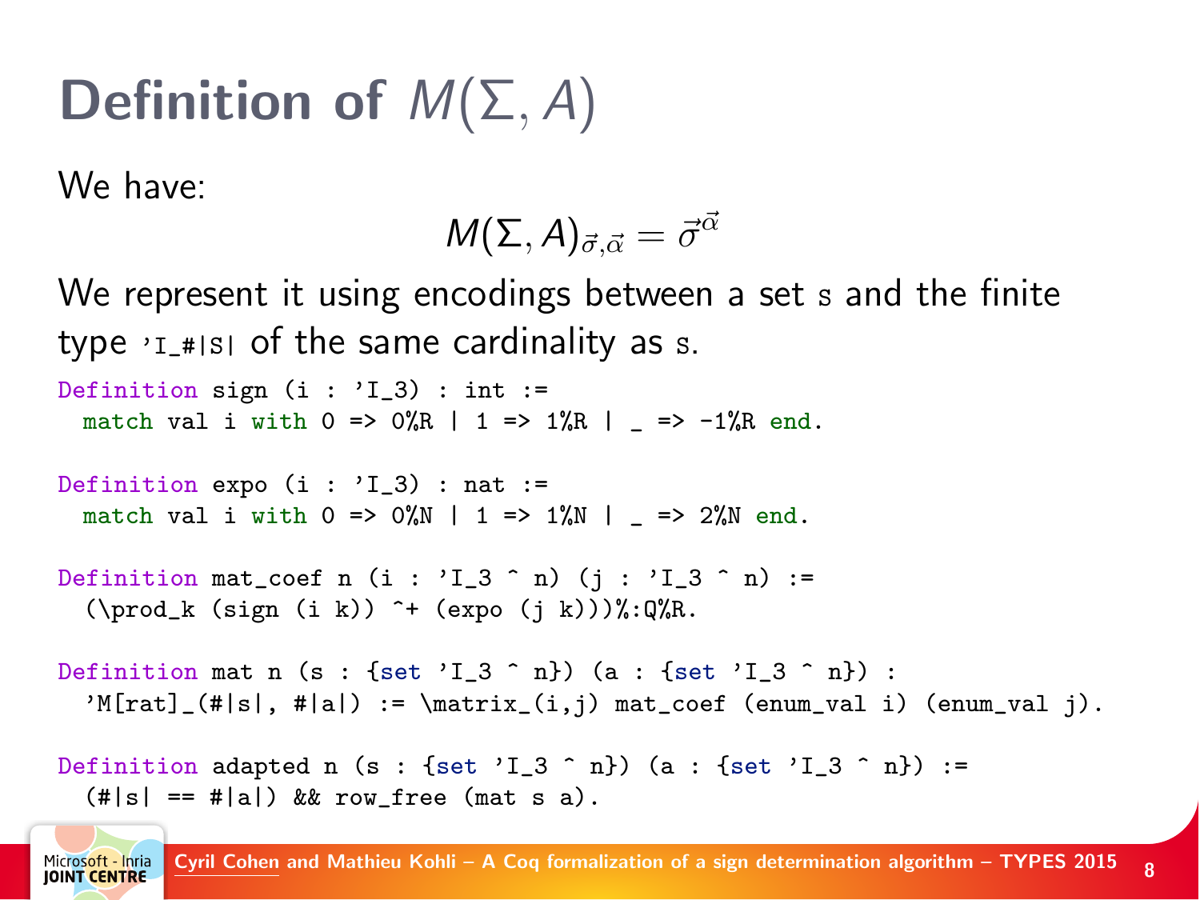# Definition of $M(\Sigma, A)$

We have:

$$M(\Sigma, A)_{\vec{\sigma},\vec{\alpha}} = \vec{\sigma}^{\vec{\alpha}}$$

We represent it using encodings between a set `s` and the finite type `'I_#|s|` of the same cardinality as `s`.

```
Definition sign (i : 'I_3) : int :=
  match val i with 0 => 0%R | 1 => 1%R | _ => -1%R end.

Definition expo (i : 'I_3) : nat :=
  match val i with 0 => 0%N | 1 => 1%N | _ => 2%N end.

Definition mat_coef n (i : 'I_3 ^ n) (j : 'I_3 ^ n) :=
  (\prod_k (sign (i k)) ^+ (expo (j k)))%:Q%R.

Definition mat n (s : {set 'I_3 ^ n}) (a : {set 'I_3 ^ n}) :
  'M[rat]_(#|s|, #|a|) := \matrix_(i,j) mat_coef (enum_val i) (enum_val j).

Definition adapted n (s : {set 'I_3 ^ n}) (a : {set 'I_3 ^ n}) :=
  (#|s| == #|a|) && row_free (mat s a).
```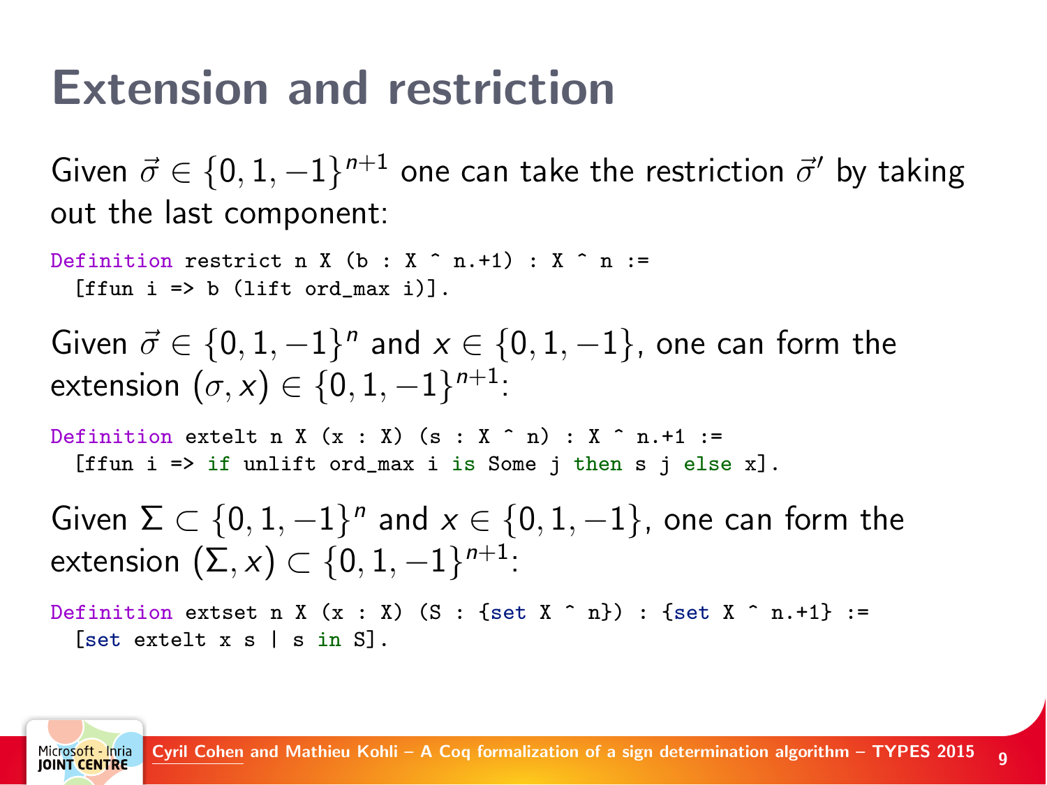# Extension and restriction

Given $\vec{\sigma} \in \{0, 1, -1\}^{n+1}$ one can take the restriction $\vec{\sigma}'$ by taking out the last component:

```
Definition restrict n X (b : X ^ n.+1) : X ^ n :=
  [ffun i => b (lift ord_max i)].
```

Given $\vec{\sigma} \in \{0, 1, -1\}^n$ and $x \in \{0, 1, -1\}$, one can form the extension $(\sigma, x) \in \{0, 1, -1\}^{n+1}$:

```
Definition extelt n X (x : X) (s : X ^ n) : X ^ n.+1 :=
  [ffun i => if unlift ord_max i is Some j then s j else x].
```

Given $\Sigma \subset \{0, 1, -1\}^n$ and $x \in \{0, 1, -1\}$, one can form the extension $(\Sigma, x) \subset \{0, 1, -1\}^{n+1}$:

```
Definition extset n X (x : X) (S : {set X ^ n}) : {set X ^ n.+1} :=
  [set extelt x s | s in S].
```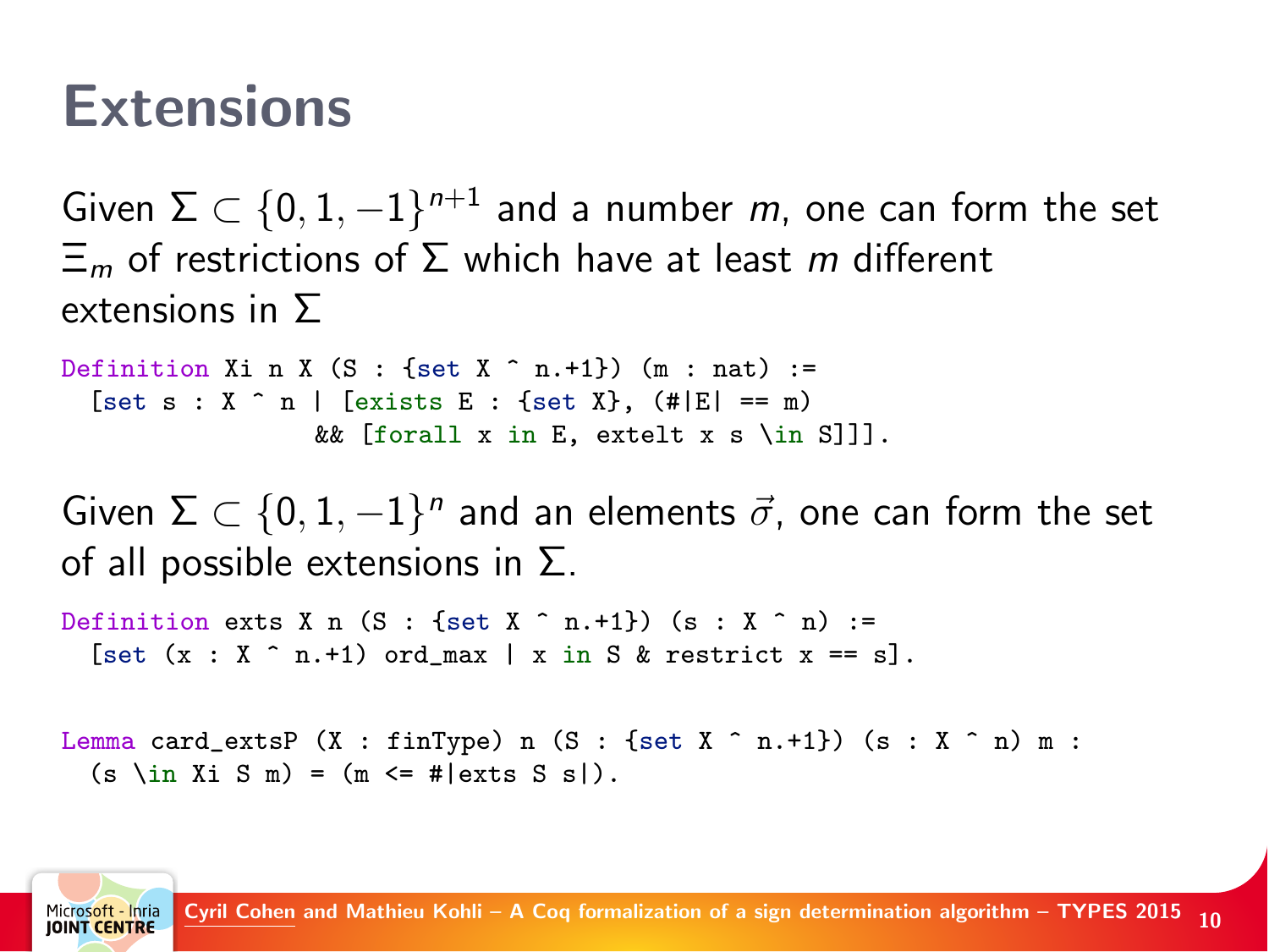# Extensions

Given $\Sigma \subset \{0, 1, -1\}^{n+1}$ and a number $m$, one can form the set $\Xi_m$ of restrictions of $\Sigma$ which have at least $m$ different extensions in $\Sigma$

```
Definition Xi n X (S : {set X ^ n.+1}) (m : nat) :=
  [set s : X ^ n | [exists E : {set X}, (#|E| == m)
                  && [forall x in E, extelt x s \in S]]].
```

Given $\Sigma \subset \{0, 1, -1\}^n$ and an elements $\vec{\sigma}$, one can form the set of all possible extensions in $\Sigma$.

```
Definition exts X n (S : {set X ^ n.+1}) (s : X ^ n) :=
  [set (x : X ^ n.+1) ord_max | x in S & restrict x == s].
```

```
Lemma card_extsP (X : finType) n (S : {set X ^ n.+1}) (s : X ^ n) m :
  (s \in Xi S m) = (m <= #|exts S s|).
```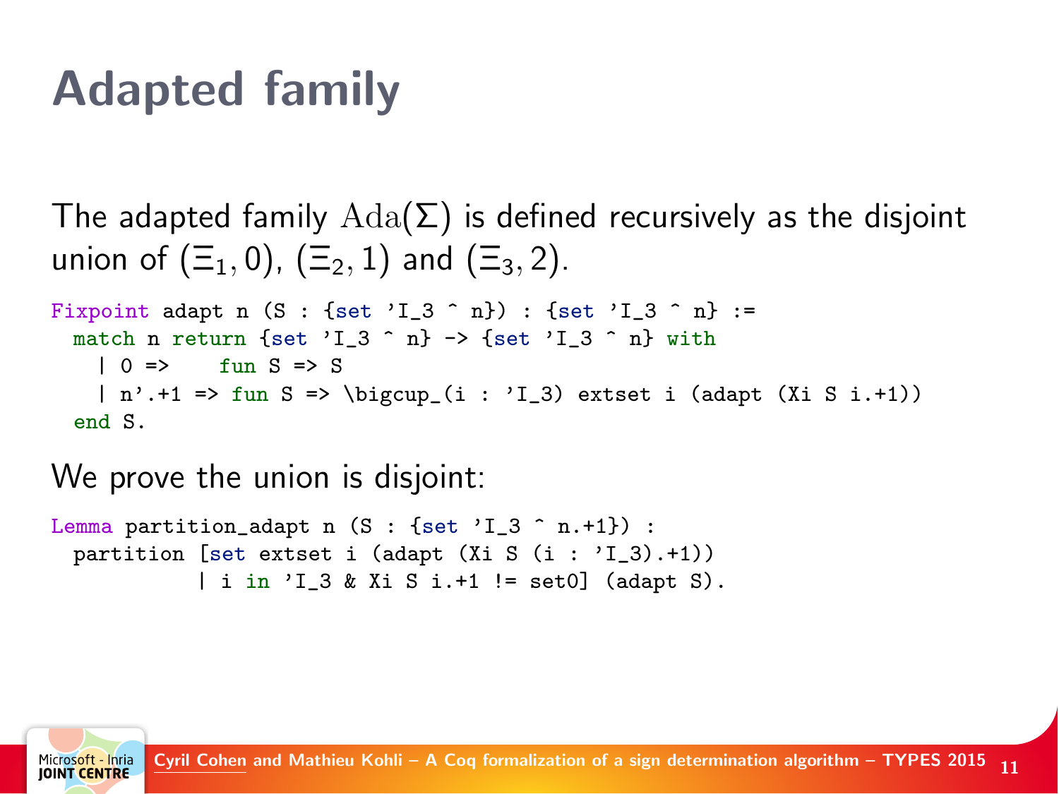# Adapted family

The adapted family $\mathrm{Ada}(\Sigma)$ is defined recursively as the disjoint union of $(\Xi_1, 0)$, $(\Xi_2, 1)$ and $(\Xi_3, 2)$.

```
Fixpoint adapt n (S : {set 'I_3 ^ n}) : {set 'I_3 ^ n} :=
  match n return {set 'I_3 ^ n} -> {set 'I_3 ^ n} with
    | 0 =>    fun S => S
    | n'.+1 => fun S => \bigcup_(i : 'I_3) extset i (adapt (Xi S i.+1))
  end S.
```

We prove the union is disjoint:

```
Lemma partition_adapt n (S : {set 'I_3 ^ n.+1}) :
  partition [set extset i (adapt (Xi S (i : 'I_3).+1))
            | i in 'I_3 & Xi S i.+1 != set0] (adapt S).
```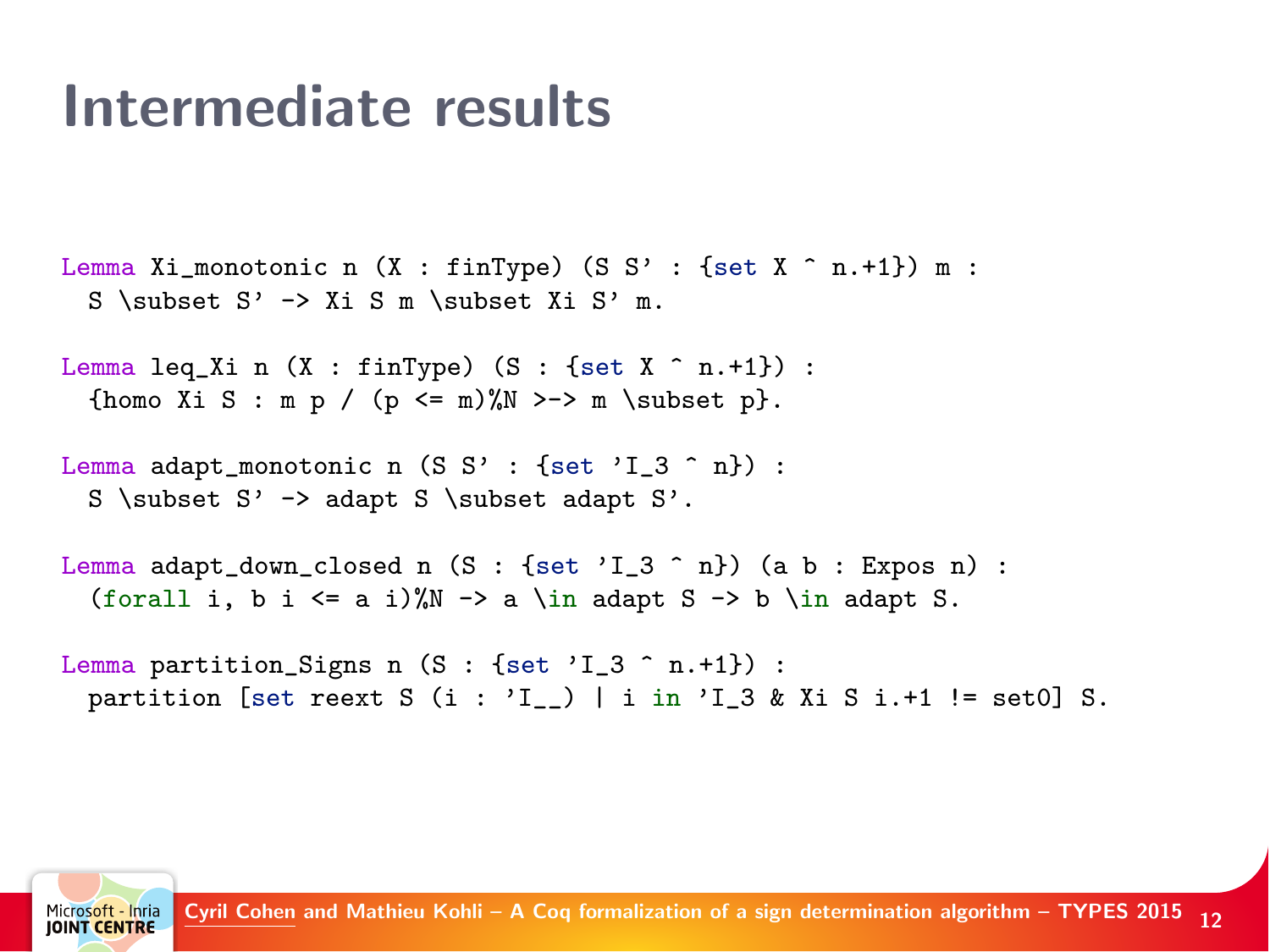# Intermediate results

```
Lemma Xi_monotonic n (X : finType) (S S' : {set X ^ n.+1}) m :
  S \subset S' -> Xi S m \subset Xi S' m.

Lemma leq_Xi n (X : finType) (S : {set X ^ n.+1}) :
  {homo Xi S : m p / (p <= m)%N >-> m \subset p}.

Lemma adapt_monotonic n (S S' : {set 'I_3 ^ n}) :
  S \subset S' -> adapt S \subset adapt S'.

Lemma adapt_down_closed n (S : {set 'I_3 ^ n}) (a b : Expos n) :
  (forall i, b i <= a i)%N -> a \in adapt S -> b \in adapt S.

Lemma partition_Signs n (S : {set 'I_3 ^ n.+1}) :
  partition [set reext S (i : 'I__) | i in 'I_3 & Xi S i.+1 != set0] S.
```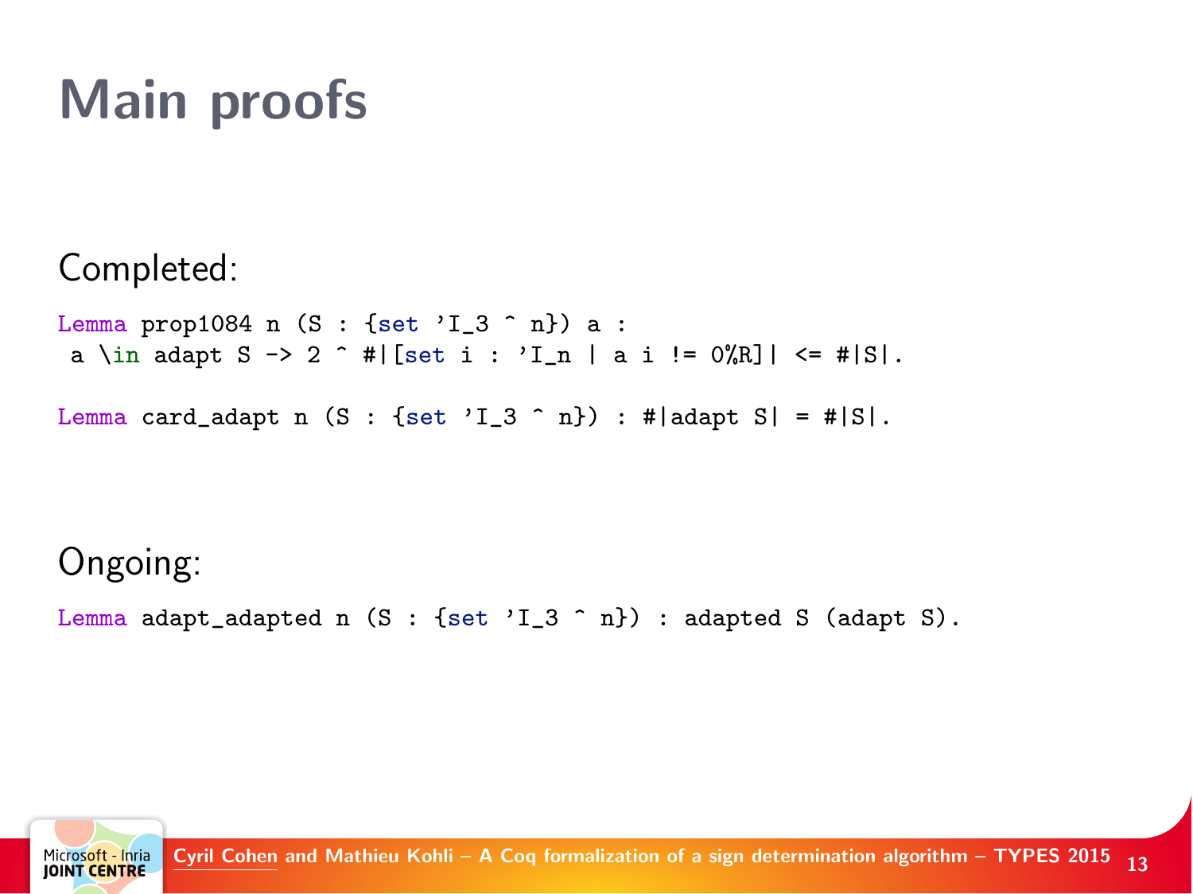# Main proofs

Completed:

```
Lemma prop1084 n (S : {set 'I_3 ^ n}) a :
 a \in adapt S -> 2 ^ #|[set i : 'I_n | a i != 0%R]| <= #|S|.

Lemma card_adapt n (S : {set 'I_3 ^ n}) : #|adapt S| = #|S|.
```

Ongoing:

```
Lemma adapt_adapted n (S : {set 'I_3 ^ n}) : adapted S (adapt S).
```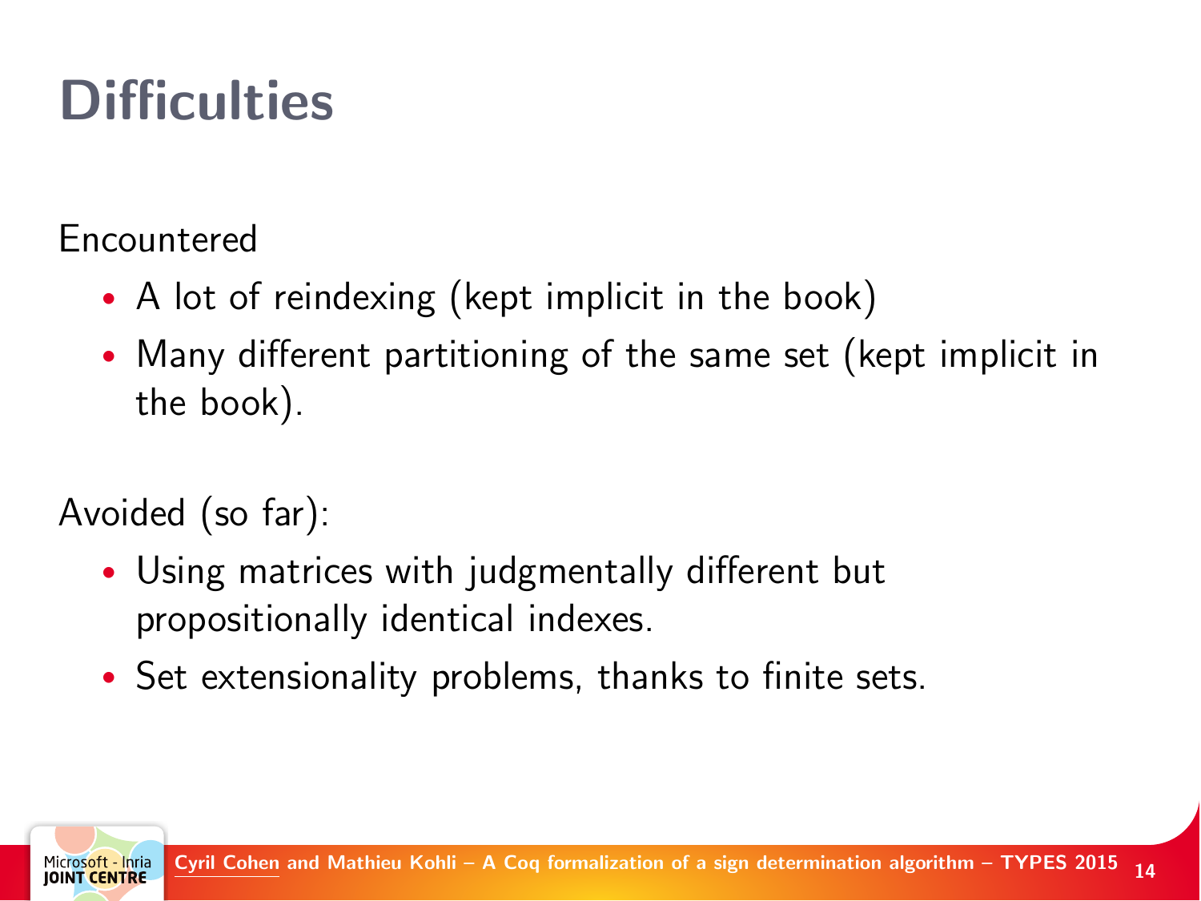# Difficulties

Encountered

- A lot of reindexing (kept implicit in the book)
- Many different partitioning of the same set (kept implicit in the book).

Avoided (so far):

- Using matrices with judgmentally different but propositionally identical indexes.
- Set extensionality problems, thanks to finite sets.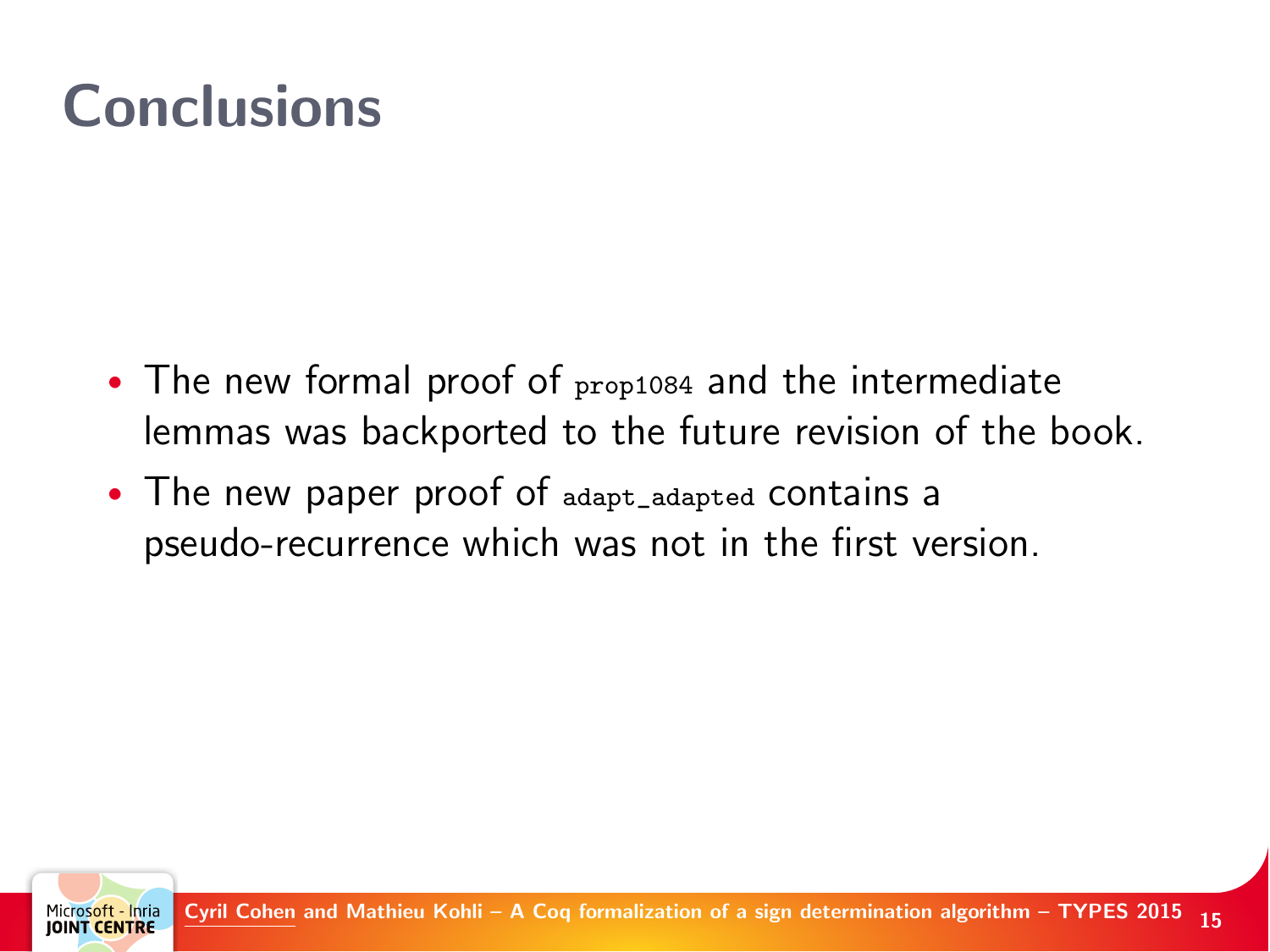# Conclusions

- The new formal proof of `prop1084` and the intermediate lemmas was backported to the future revision of the book.
- The new paper proof of `adapt_adapted` contains a pseudo-recurrence which was not in the first version.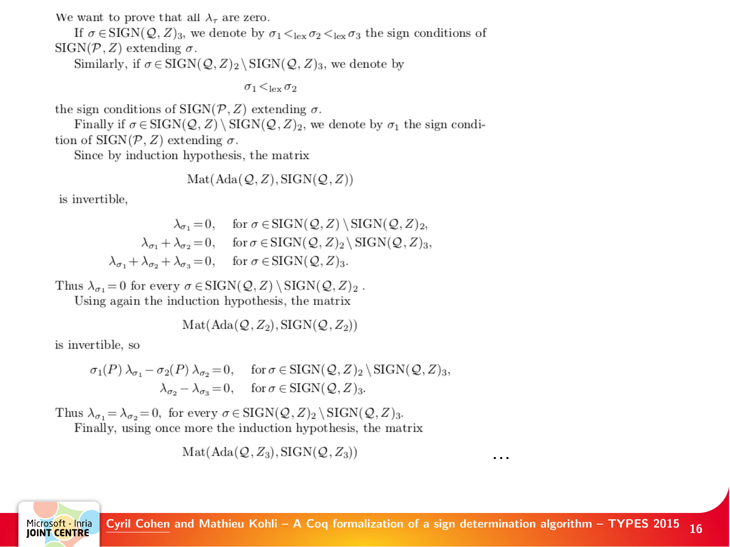We want to prove that all $\lambda_\tau$ are zero.

If $\sigma \in \mathrm{SIGN}(\mathcal{Q}, Z)_3$, we denote by $\sigma_1 <_{\mathrm{lex}} \sigma_2 <_{\mathrm{lex}} \sigma_3$ the sign conditions of $\mathrm{SIGN}(\mathcal{P}, Z)$ extending $\sigma$.

Similarly, if $\sigma \in \mathrm{SIGN}(\mathcal{Q}, Z)_2 \setminus \mathrm{SIGN}(\mathcal{Q}, Z)_3$, we denote by

$$\sigma_1 <_{\mathrm{lex}} \sigma_2$$

the sign conditions of $\mathrm{SIGN}(\mathcal{P}, Z)$ extending $\sigma$.

Finally if $\sigma \in \mathrm{SIGN}(\mathcal{Q}, Z) \setminus \mathrm{SIGN}(\mathcal{Q}, Z)_2$, we denote by $\sigma_1$ the sign condition of $\mathrm{SIGN}(\mathcal{P}, Z)$ extending $\sigma$.

Since by induction hypothesis, the matrix

$$\mathrm{Mat}(\mathrm{Ada}(\mathcal{Q}, Z), \mathrm{SIGN}(\mathcal{Q}, Z))$$

is invertible,

$$
\begin{aligned}
\lambda_{\sigma_1} &= 0, && \text{for } \sigma \in \mathrm{SIGN}(\mathcal{Q}, Z) \setminus \mathrm{SIGN}(\mathcal{Q}, Z)_2,\\
\lambda_{\sigma_1} + \lambda_{\sigma_2} &= 0, && \text{for } \sigma \in \mathrm{SIGN}(\mathcal{Q}, Z)_2 \setminus \mathrm{SIGN}(\mathcal{Q}, Z)_3,\\
\lambda_{\sigma_1} + \lambda_{\sigma_2} + \lambda_{\sigma_3} &= 0, && \text{for } \sigma \in \mathrm{SIGN}(\mathcal{Q}, Z)_3.
\end{aligned}
$$

Thus $\lambda_{\sigma_1} = 0$ for every $\sigma \in \mathrm{SIGN}(\mathcal{Q}, Z) \setminus \mathrm{SIGN}(\mathcal{Q}, Z)_2$ .

Using again the induction hypothesis, the matrix

$$\mathrm{Mat}(\mathrm{Ada}(\mathcal{Q}, Z_2), \mathrm{SIGN}(\mathcal{Q}, Z_2))$$

is invertible, so

$$
\begin{aligned}
\sigma_1(P)\, \lambda_{\sigma_1} - \sigma_2(P)\, \lambda_{\sigma_2} &= 0, && \text{for } \sigma \in \mathrm{SIGN}(\mathcal{Q}, Z)_2 \setminus \mathrm{SIGN}(\mathcal{Q}, Z)_3,\\
\lambda_{\sigma_2} - \lambda_{\sigma_3} &= 0, && \text{for } \sigma \in \mathrm{SIGN}(\mathcal{Q}, Z)_3.
\end{aligned}
$$

Thus $\lambda_{\sigma_1} = \lambda_{\sigma_2} = 0$, for every $\sigma \in \mathrm{SIGN}(\mathcal{Q}, Z)_2 \setminus \mathrm{SIGN}(\mathcal{Q}, Z)_3$.

Finally, using once more the induction hypothesis, the matrix

$$\mathrm{Mat}(\mathrm{Ada}(\mathcal{Q}, Z_3), \mathrm{SIGN}(\mathcal{Q}, Z_3)) \qquad \ldots$$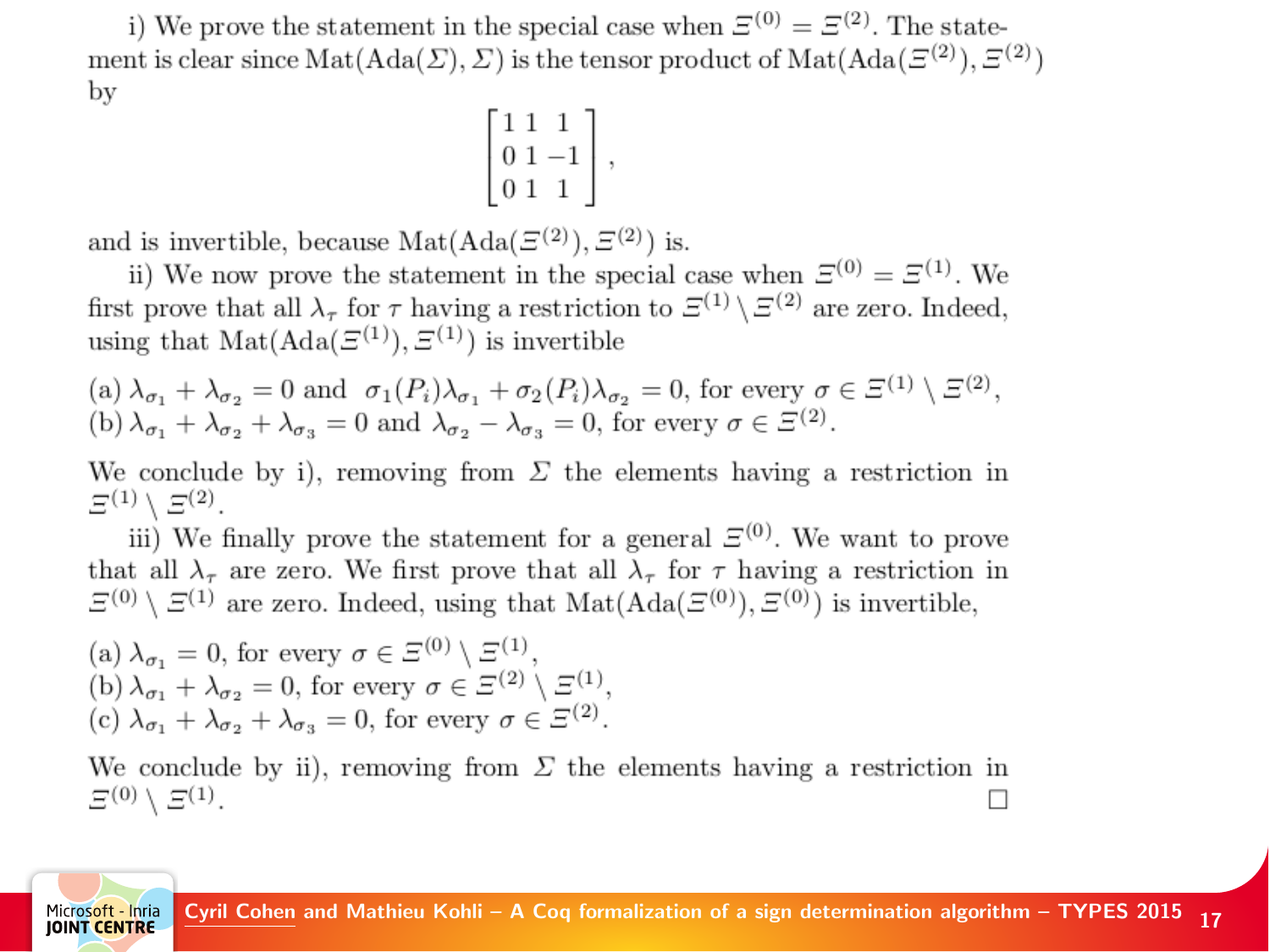i) We prove the statement in the special case when $\Xi^{(0)} = \Xi^{(2)}$. The statement is clear since $\mathrm{Mat}(\mathrm{Ada}(\Sigma), \Sigma)$ is the tensor product of $\mathrm{Mat}(\mathrm{Ada}(\Xi^{(2)}), \Xi^{(2)})$ by

$$\begin{bmatrix} 1 & 1 & 1 \\ 0 & 1 & -1 \\ 0 & 1 & 1 \end{bmatrix},$$

and is invertible, because $\mathrm{Mat}(\mathrm{Ada}(\Xi^{(2)}), \Xi^{(2)})$ is.

ii) We now prove the statement in the special case when $\Xi^{(0)} = \Xi^{(1)}$. We first prove that all $\lambda_\tau$ for $\tau$ having a restriction to $\Xi^{(1)} \setminus \Xi^{(2)}$ are zero. Indeed, using that $\mathrm{Mat}(\mathrm{Ada}(\Xi^{(1)}), \Xi^{(1)})$ is invertible

(a) $\lambda_{\sigma_1} + \lambda_{\sigma_2} = 0$ and $\sigma_1(P_i)\lambda_{\sigma_1} + \sigma_2(P_i)\lambda_{\sigma_2} = 0$, for every $\sigma \in \Xi^{(1)} \setminus \Xi^{(2)}$,
(b) $\lambda_{\sigma_1} + \lambda_{\sigma_2} + \lambda_{\sigma_3} = 0$ and $\lambda_{\sigma_2} - \lambda_{\sigma_3} = 0$, for every $\sigma \in \Xi^{(2)}$.

We conclude by i), removing from $\Sigma$ the elements having a restriction in $\Xi^{(1)} \setminus \Xi^{(2)}$.

iii) We finally prove the statement for a general $\Xi^{(0)}$. We want to prove that all $\lambda_\tau$ are zero. We first prove that all $\lambda_\tau$ for $\tau$ having a restriction in $\Xi^{(0)} \setminus \Xi^{(1)}$ are zero. Indeed, using that $\mathrm{Mat}(\mathrm{Ada}(\Xi^{(0)}), \Xi^{(0)})$ is invertible,

(a) $\lambda_{\sigma_1} = 0$, for every $\sigma \in \Xi^{(0)} \setminus \Xi^{(1)}$,
(b) $\lambda_{\sigma_1} + \lambda_{\sigma_2} = 0$, for every $\sigma \in \Xi^{(2)} \setminus \Xi^{(1)}$,
(c) $\lambda_{\sigma_1} + \lambda_{\sigma_2} + \lambda_{\sigma_3} = 0$, for every $\sigma \in \Xi^{(2)}$.

We conclude by ii), removing from $\Sigma$ the elements having a restriction in $\Xi^{(0)} \setminus \Xi^{(1)}$. □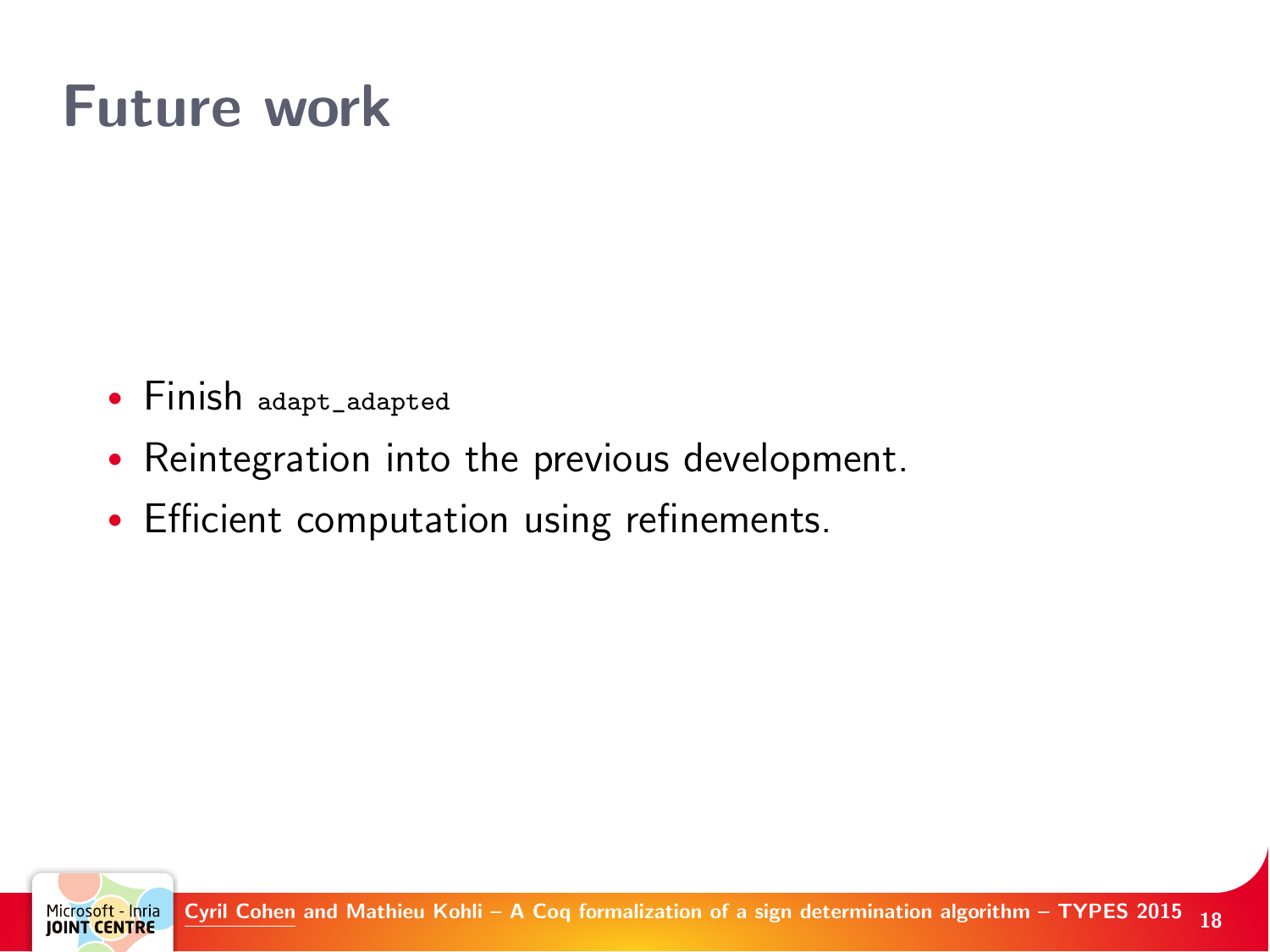# Future work

- Finish `adapt_adapted`
- Reintegration into the previous development.
- Efficient computation using refinements.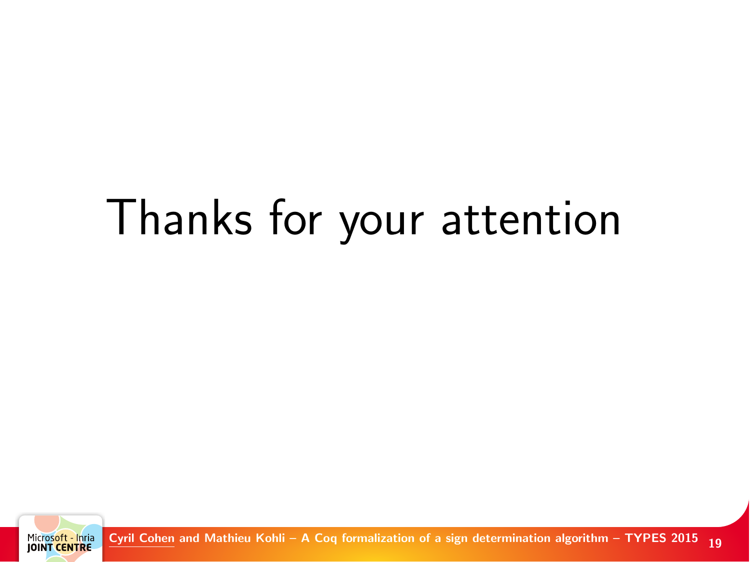# Thanks for your attention